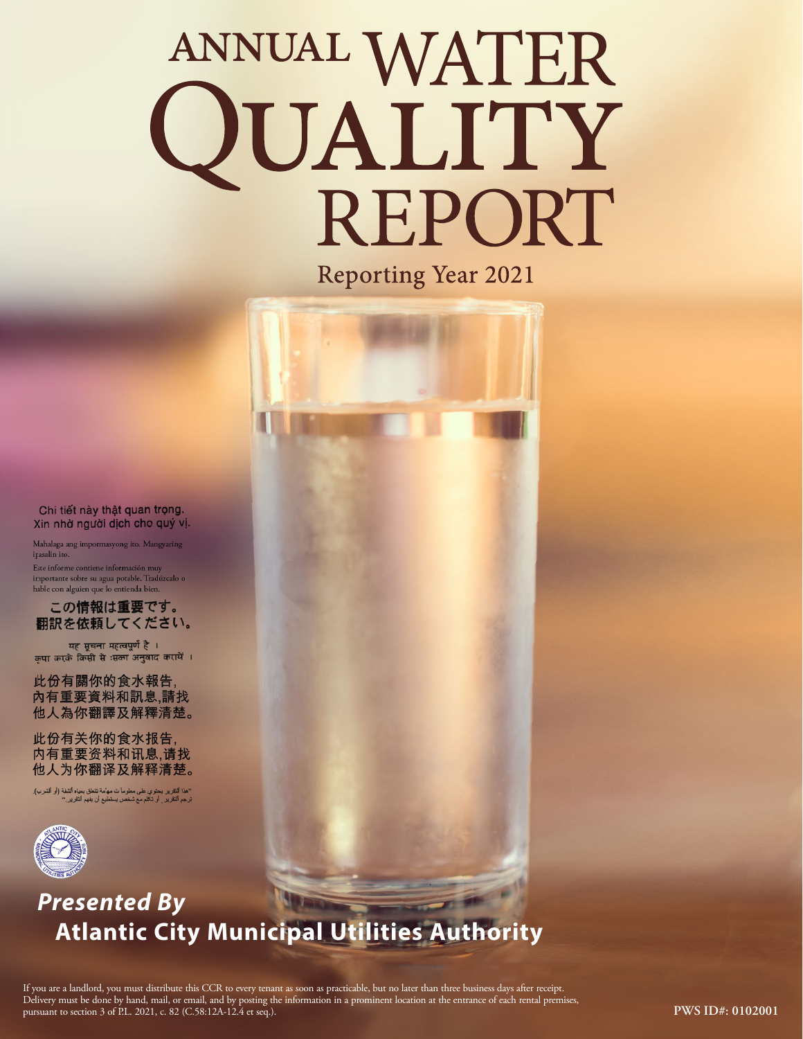# ANNUAL WATER QUALITY REPORT

## Reporting Year 2021

Chi tiết này thật quan trọng. Xin nhờ người dịch cho quý vị.

Mahalaga ang impormasyong ito. Mangyaring ipasalin ito.

Este informe contiene información muy importante sobre su agua potable. Tradúzcalo o hable con alguien que lo entienda bien.

この情報は重要です。
翻訳を依頼してください。

यह सूचना महत्वपूर्ण है ।
कृपा करके किसी से :सका अनुवाद करायें ।

此份有關你的食水報告,
內有重要資料和訊息,請找
他人為你翻譯及解釋清楚。

此份有关你的食水报告,
内有重要资料和讯息,请找
他人为你翻译及解释清楚。

"هذا التقرير يحتوي على معلومات مهمّة تتعلق بمياه الشفة (أو الشرب).
ترجم التقرير, أو تكلم مع شخص يستطيع أن يفهم التقرير."

***Presented By***
**Atlantic City Municipal Utilities Authority**

If you are a landlord, you must distribute this CCR to every tenant as soon as practicable, but no later than three business days after receipt. Delivery must be done by hand, mail, or email, and by posting the information in a prominent location at the entrance of each rental premises, pursuant to section 3 of P.L. 2021, c. 82 (C.58:12A-12.4 et seq.).

**PWS ID#: 0102001**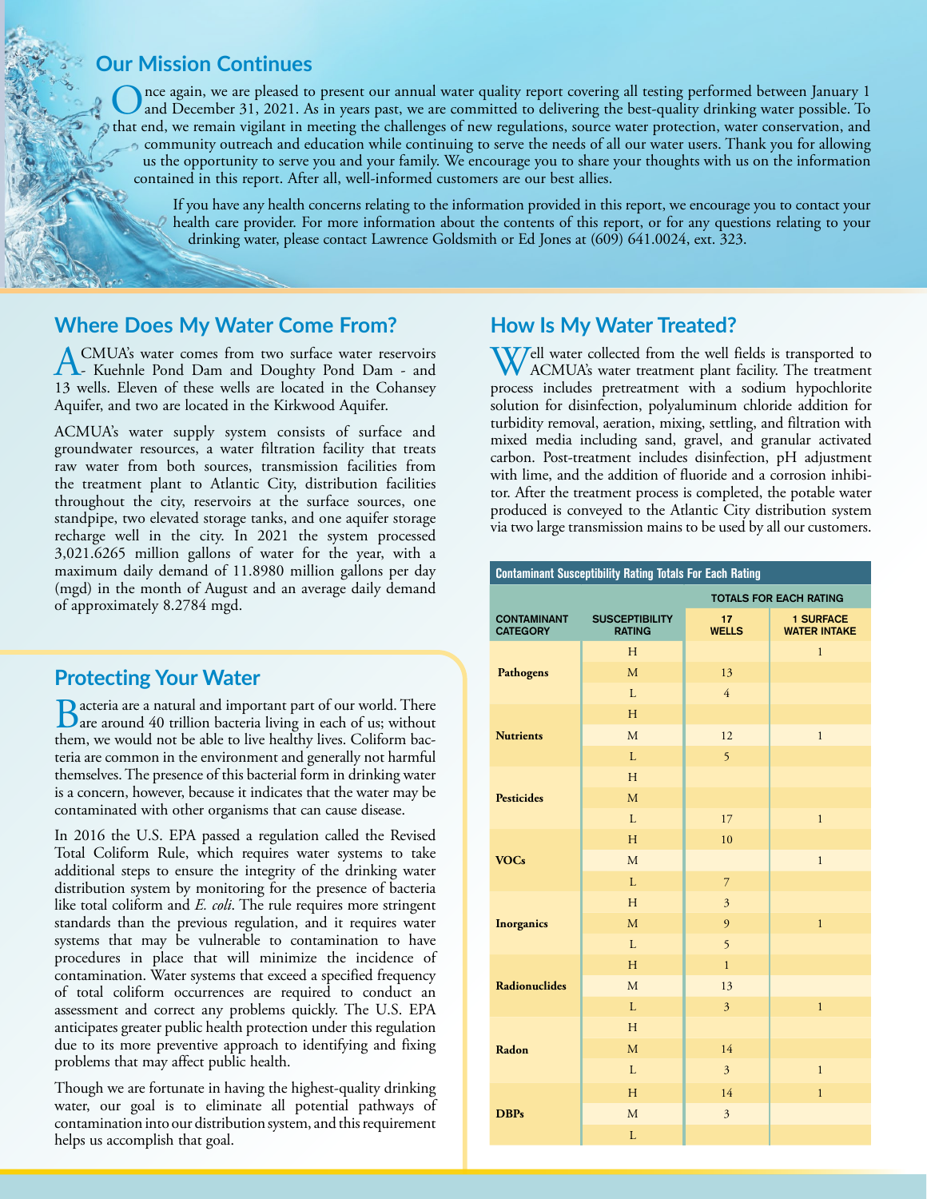## Our Mission Continues

Once again, we are pleased to present our annual water quality report covering all testing performed between January 1 and December 31, 2021. As in years past, we are committed to delivering the best-quality drinking water possible. To that end, we remain vigilant in meeting the challenges of new regulations, source water protection, water conservation, and community outreach and education while continuing to serve the needs of all our water users. Thank you for allowing us the opportunity to serve you and your family. We encourage you to share your thoughts with us on the information contained in this report. After all, well-informed customers are our best allies.

If you have any health concerns relating to the information provided in this report, we encourage you to contact your health care provider. For more information about the contents of this report, or for any questions relating to your drinking water, please contact Lawrence Goldsmith or Ed Jones at (609) 641.0024, ext. 323.

## Where Does My Water Come From?

ACMUA's water comes from two surface water reservoirs - Kuehnle Pond Dam and Doughty Pond Dam - and 13 wells. Eleven of these wells are located in the Cohansey Aquifer, and two are located in the Kirkwood Aquifer.

ACMUA's water supply system consists of surface and groundwater resources, a water filtration facility that treats raw water from both sources, transmission facilities from the treatment plant to Atlantic City, distribution facilities throughout the city, reservoirs at the surface sources, one standpipe, two elevated storage tanks, and one aquifer storage recharge well in the city. In 2021 the system processed 3,021.6265 million gallons of water for the year, with a maximum daily demand of 11.8980 million gallons per day (mgd) in the month of August and an average daily demand of approximately 8.2784 mgd.

## Protecting Your Water

Bacteria are a natural and important part of our world. There are around 40 trillion bacteria living in each of us; without them, we would not be able to live healthy lives. Coliform bacteria are common in the environment and generally not harmful themselves. The presence of this bacterial form in drinking water is a concern, however, because it indicates that the water may be contaminated with other organisms that can cause disease.

In 2016 the U.S. EPA passed a regulation called the Revised Total Coliform Rule, which requires water systems to take additional steps to ensure the integrity of the drinking water distribution system by monitoring for the presence of bacteria like total coliform and *E. coli*. The rule requires more stringent standards than the previous regulation, and it requires water systems that may be vulnerable to contamination to have procedures in place that will minimize the incidence of contamination. Water systems that exceed a specified frequency of total coliform occurrences are required to conduct an assessment and correct any problems quickly. The U.S. EPA anticipates greater public health protection under this regulation due to its more preventive approach to identifying and fixing problems that may affect public health.

Though we are fortunate in having the highest-quality drinking water, our goal is to eliminate all potential pathways of contamination into our distribution system, and this requirement helps us accomplish that goal.

## How Is My Water Treated?

Well water collected from the well fields is transported to ACMUA's water treatment plant facility. The treatment process includes pretreatment with a sodium hypochlorite solution for disinfection, polyaluminum chloride addition for turbidity removal, aeration, mixing, settling, and filtration with mixed media including sand, gravel, and granular activated carbon. Post-treatment includes disinfection, pH adjustment with lime, and the addition of fluoride and a corrosion inhibitor. After the treatment process is completed, the potable water produced is conveyed to the Atlantic City distribution system via two large transmission mains to be used by all our customers.

**Contaminant Susceptibility Rating Totals For Each Rating**

| | | TOTALS FOR EACH RATING | |
|---|---|---|---|
| CONTAMINANT CATEGORY | SUSCEPTIBILITY RATING | 17 WELLS | 1 SURFACE WATER INTAKE |
| Pathogens | H | | 1 |
| | M | 13 | |
| | L | 4 | |
| Nutrients | H | | |
| | M | 12 | 1 |
| | L | 5 | |
| Pesticides | H | | |
| | M | | |
| | L | 17 | 1 |
| VOCs | H | 10 | |
| | M | | 1 |
| | L | 7 | |
| Inorganics | H | 3 | |
| | M | 9 | 1 |
| | L | 5 | |
| Radionuclides | H | 1 | |
| | M | 13 | |
| | L | 3 | 1 |
| Radon | H | | |
| | M | 14 | |
| | L | 3 | 1 |
| DBPs | H | 14 | 1 |
| | M | 3 | |
| | L | | |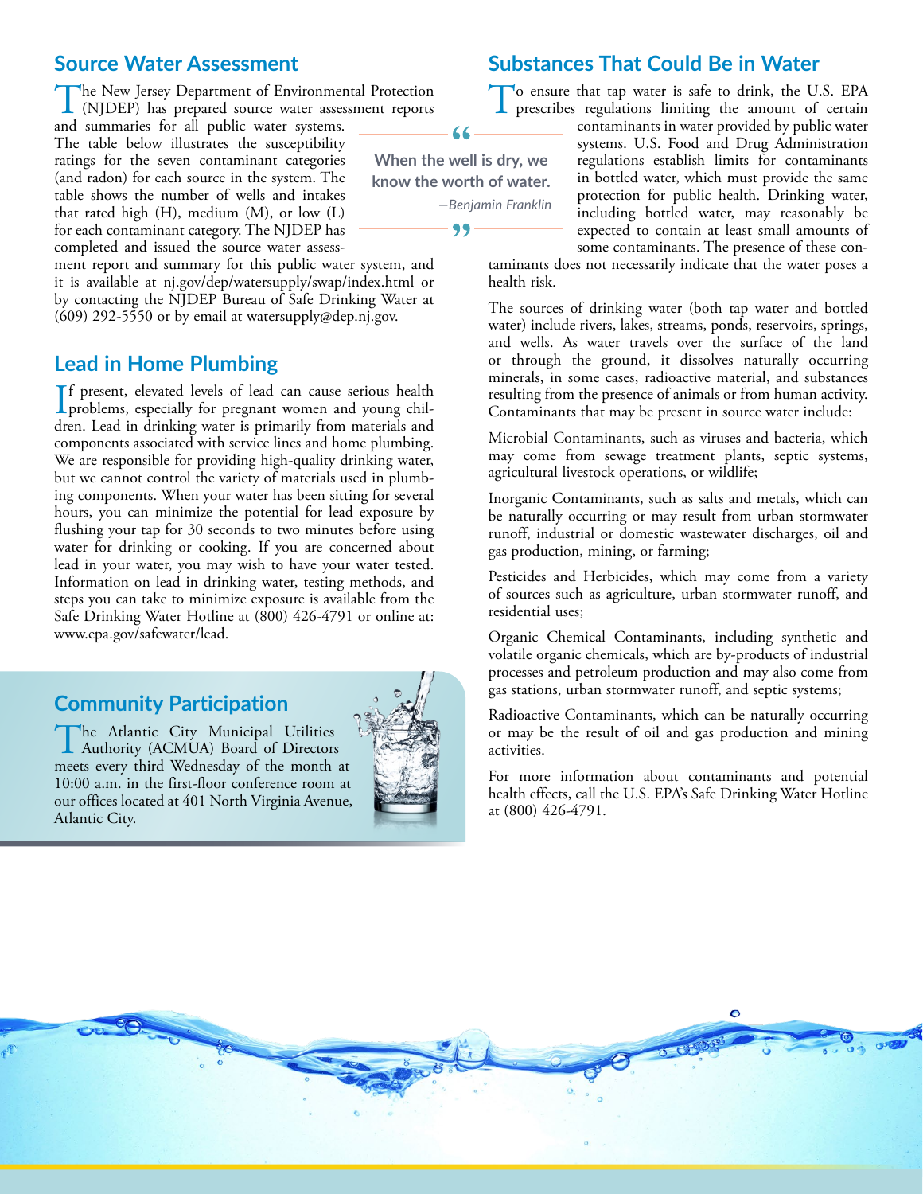## Source Water Assessment

The New Jersey Department of Environmental Protection (NJDEP) has prepared source water assessment reports and summaries for all public water systems. The table below illustrates the susceptibility ratings for the seven contaminant categories (and radon) for each source in the system. The table shows the number of wells and intakes that rated high (H), medium (M), or low (L) for each contaminant category. The NJDEP has completed and issued the source water assessment report and summary for this public water system, and it is available at nj.gov/dep/watersupply/swap/index.html or by contacting the NJDEP Bureau of Safe Drinking Water at (609) 292-5550 or by email at watersupply@dep.nj.gov.

> When the well is dry, we know the worth of water.
>
> *—Benjamin Franklin*

## Lead in Home Plumbing

If present, elevated levels of lead can cause serious health problems, especially for pregnant women and young children. Lead in drinking water is primarily from materials and components associated with service lines and home plumbing. We are responsible for providing high-quality drinking water, but we cannot control the variety of materials used in plumbing components. When your water has been sitting for several hours, you can minimize the potential for lead exposure by flushing your tap for 30 seconds to two minutes before using water for drinking or cooking. If you are concerned about lead in your water, you may wish to have your water tested. Information on lead in drinking water, testing methods, and steps you can take to minimize exposure is available from the Safe Drinking Water Hotline at (800) 426-4791 or online at: www.epa.gov/safewater/lead.

## Community Participation

The Atlantic City Municipal Utilities Authority (ACMUA) Board of Directors meets every third Wednesday of the month at 10:00 a.m. in the first-floor conference room at our offices located at 401 North Virginia Avenue, Atlantic City.

## Substances That Could Be in Water

To ensure that tap water is safe to drink, the U.S. EPA prescribes regulations limiting the amount of certain contaminants in water provided by public water systems. U.S. Food and Drug Administration regulations establish limits for contaminants in bottled water, which must provide the same protection for public health. Drinking water, including bottled water, may reasonably be expected to contain at least small amounts of some contaminants. The presence of these contaminants does not necessarily indicate that the water poses a health risk.

The sources of drinking water (both tap water and bottled water) include rivers, lakes, streams, ponds, reservoirs, springs, and wells. As water travels over the surface of the land or through the ground, it dissolves naturally occurring minerals, in some cases, radioactive material, and substances resulting from the presence of animals or from human activity. Contaminants that may be present in source water include:

Microbial Contaminants, such as viruses and bacteria, which may come from sewage treatment plants, septic systems, agricultural livestock operations, or wildlife;

Inorganic Contaminants, such as salts and metals, which can be naturally occurring or may result from urban stormwater runoff, industrial or domestic wastewater discharges, oil and gas production, mining, or farming;

Pesticides and Herbicides, which may come from a variety of sources such as agriculture, urban stormwater runoff, and residential uses;

Organic Chemical Contaminants, including synthetic and volatile organic chemicals, which are by-products of industrial processes and petroleum production and may also come from gas stations, urban stormwater runoff, and septic systems;

Radioactive Contaminants, which can be naturally occurring or may be the result of oil and gas production and mining activities.

For more information about contaminants and potential health effects, call the U.S. EPA's Safe Drinking Water Hotline at (800) 426-4791.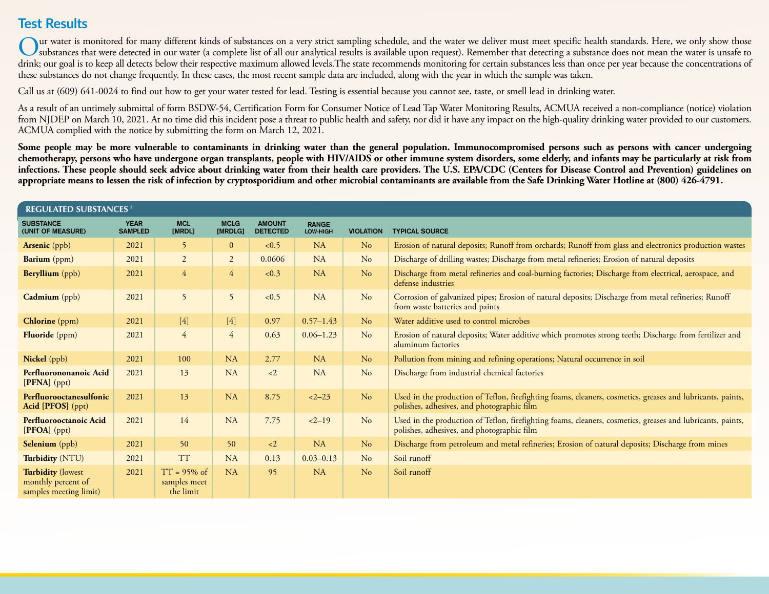## Test Results

Our water is monitored for many different kinds of substances on a very strict sampling schedule, and the water we deliver must meet specific health standards. Here, we only show those substances that were detected in our water (a complete list of all our analytical results is available upon request). Remember that detecting a substance does not mean the water is unsafe to drink; our goal is to keep all detects below their respective maximum allowed levels.The state recommends monitoring for certain substances less than once per year because the concentrations of these substances do not change frequently. In these cases, the most recent sample data are included, along with the year in which the sample was taken.

Call us at (609) 641-0024 to find out how to get your water tested for lead. Testing is essential because you cannot see, taste, or smell lead in drinking water.

As a result of an untimely submittal of form BSDW-54, Certification Form for Consumer Notice of Lead Tap Water Monitoring Results, ACMUA received a non-compliance (notice) violation from NJDEP on March 10, 2021. At no time did this incident pose a threat to public health and safety, nor did it have any impact on the high-quality drinking water provided to our customers. ACMUA complied with the notice by submitting the form on March 12, 2021.

**Some people may be more vulnerable to contaminants in drinking water than the general population. Immunocompromised persons such as persons with cancer undergoing chemotherapy, persons who have undergone organ transplants, people with HIV/AIDS or other immune system disorders, some elderly, and infants may be particularly at risk from infections. These people should seek advice about drinking water from their health care providers. The U.S. EPA/CDC (Centers for Disease Control and Prevention) guidelines on appropriate means to lessen the risk of infection by cryptosporidium and other microbial contaminants are available from the Safe Drinking Water Hotline at (800) 426-4791.**

### REGULATED SUBSTANCES [1]

| SUBSTANCE (UNIT OF MEASURE) | YEAR SAMPLED | MCL [MRDL] | MCLG [MRDLG] | AMOUNT DETECTED | RANGE LOW-HIGH | VIOLATION | TYPICAL SOURCE |
|---|---|---|---|---|---|---|---|
| **Arsenic** (ppb) | 2021 | 5 | 0 | <0.5 | NA | No | Erosion of natural deposits; Runoff from orchards; Runoff from glass and electronics production wastes |
| **Barium** (ppm) | 2021 | 2 | 2 | 0.0606 | NA | No | Discharge of drilling wastes; Discharge from metal refineries; Erosion of natural deposits |
| **Beryllium** (ppb) | 2021 | 4 | 4 | <0.3 | NA | No | Discharge from metal refineries and coal-burning factories; Discharge from electrical, aerospace, and defense industries |
| **Cadmium** (ppb) | 2021 | 5 | 5 | <0.5 | NA | No | Corrosion of galvanized pipes; Erosion of natural deposits; Discharge from metal refineries; Runoff from waste batteries and paints |
| **Chlorine** (ppm) | 2021 | [4] | [4] | 0.97 | 0.57–1.43 | No | Water additive used to control microbes |
| **Fluoride** (ppm) | 2021 | 4 | 4 | 0.63 | 0.06–1.23 | No | Erosion of natural deposits; Water additive which promotes strong teeth; Discharge from fertilizer and aluminum factories |
| **Nickel** (ppb) | 2021 | 100 | NA | 2.77 | NA | No | Pollution from mining and refining operations; Natural occurrence in soil |
| **Perfluorononanoic Acid [PFNA]** (ppt) | 2021 | 13 | NA | <2 | NA | No | Discharge from industrial chemical factories |
| **Perfluorooctanesulfonic Acid [PFOS]** (ppt) | 2021 | 13 | NA | 8.75 | <2–23 | No | Used in the production of Teflon, firefighting foams, cleaners, cosmetics, greases and lubricants, paints, polishes, adhesives, and photographic film |
| **Perfluorooctanoic Acid [PFOA]** (ppt) | 2021 | 14 | NA | 7.75 | <2–19 | No | Used in the production of Teflon, firefighting foams, cleaners, cosmetics, greases and lubricants, paints, polishes, adhesives, and photographic film |
| **Selenium** (ppb) | 2021 | 50 | 50 | <2 | NA | No | Discharge from petroleum and metal refineries; Erosion of natural deposits; Discharge from mines |
| **Turbidity** (NTU) | 2021 | TT | NA | 0.13 | 0.03–0.13 | No | Soil runoff |
| **Turbidity** (lowest monthly percent of samples meeting limit) | 2021 | TT = 95% of samples meet the limit | NA | 95 | NA | No | Soil runoff |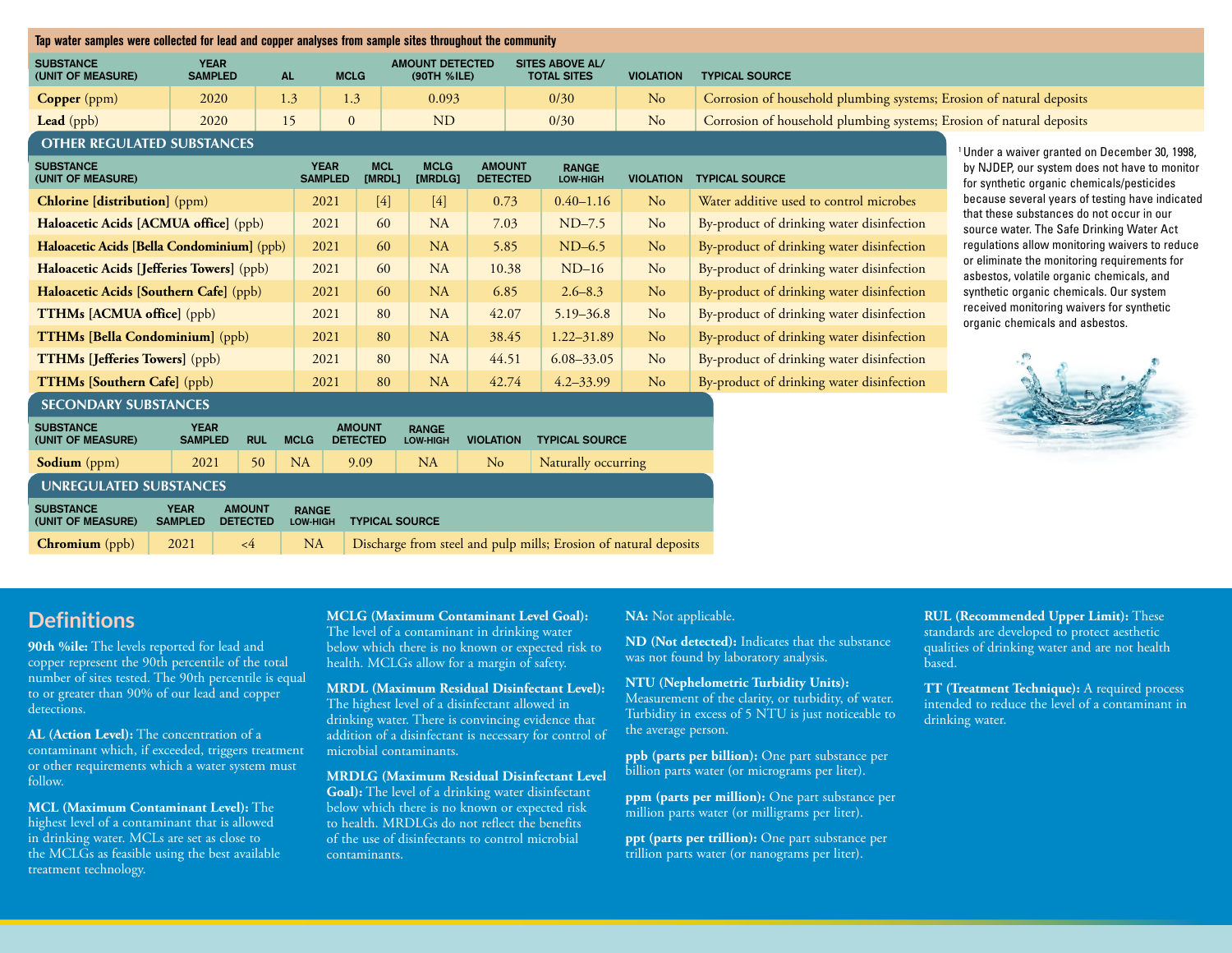**Tap water samples were collected for lead and copper analyses from sample sites throughout the community**

| SUBSTANCE (UNIT OF MEASURE) | YEAR SAMPLED | AL | MCLG | AMOUNT DETECTED (90TH %ILE) | SITES ABOVE AL/ TOTAL SITES | VIOLATION | TYPICAL SOURCE |
|---|---|---|---|---|---|---|---|
| **Copper** (ppm) | 2020 | 1.3 | 1.3 | 0.093 | 0/30 | No | Corrosion of household plumbing systems; Erosion of natural deposits |
| **Lead** (ppb) | 2020 | 15 | 0 | ND | 0/30 | No | Corrosion of household plumbing systems; Erosion of natural deposits |

## OTHER REGULATED SUBSTANCES

| SUBSTANCE (UNIT OF MEASURE) | YEAR SAMPLED | MCL [MRDL] | MCLG [MRDLG] | AMOUNT DETECTED | RANGE LOW-HIGH | VIOLATION | TYPICAL SOURCE |
|---|---|---|---|---|---|---|---|
| **Chlorine [distribution]** (ppm) | 2021 | [4] | [4] | 0.73 | 0.40–1.16 | No | Water additive used to control microbes |
| **Haloacetic Acids [ACMUA office]** (ppb) | 2021 | 60 | NA | 7.03 | ND–7.5 | No | By-product of drinking water disinfection |
| **Haloacetic Acids [Bella Condominium]** (ppb) | 2021 | 60 | NA | 5.85 | ND–6.5 | No | By-product of drinking water disinfection |
| **Haloacetic Acids [Jefferies Towers]** (ppb) | 2021 | 60 | NA | 10.38 | ND–16 | No | By-product of drinking water disinfection |
| **Haloacetic Acids [Southern Cafe]** (ppb) | 2021 | 60 | NA | 6.85 | 2.6–8.3 | No | By-product of drinking water disinfection |
| **TTHMs [ACMUA office]** (ppb) | 2021 | 80 | NA | 42.07 | 5.19–36.8 | No | By-product of drinking water disinfection |
| **TTHMs [Bella Condominium]** (ppb) | 2021 | 80 | NA | 38.45 | 1.22–31.89 | No | By-product of drinking water disinfection |
| **TTHMs [Jefferies Towers]** (ppb) | 2021 | 80 | NA | 44.51 | 6.08–33.05 | No | By-product of drinking water disinfection |
| **TTHMs [Southern Cafe]** (ppb) | 2021 | 80 | NA | 42.74 | 4.2–33.99 | No | By-product of drinking water disinfection |

[1] Under a waiver granted on December 30, 1998, by NJDEP, our system does not have to monitor for synthetic organic chemicals/pesticides because several years of testing have indicated that these substances do not occur in our source water. The Safe Drinking Water Act regulations allow monitoring waivers to reduce or eliminate the monitoring requirements for asbestos, volatile organic chemicals, and synthetic organic chemicals. Our system received monitoring waivers for synthetic organic chemicals and asbestos.

## SECONDARY SUBSTANCES

| SUBSTANCE (UNIT OF MEASURE) | YEAR SAMPLED | RUL | MCLG | AMOUNT DETECTED | RANGE LOW-HIGH | VIOLATION | TYPICAL SOURCE |
|---|---|---|---|---|---|---|---|
| **Sodium** (ppm) | 2021 | 50 | NA | 9.09 | NA | No | Naturally occurring |

## UNREGULATED SUBSTANCES

| SUBSTANCE (UNIT OF MEASURE) | YEAR SAMPLED | AMOUNT DETECTED | RANGE LOW-HIGH | TYPICAL SOURCE |
|---|---|---|---|---|
| **Chromium** (ppb) | 2021 | <4 | NA | Discharge from steel and pulp mills; Erosion of natural deposits |

## Definitions

**90th %ile:** The levels reported for lead and copper represent the 90th percentile of the total number of sites tested. The 90th percentile is equal to or greater than 90% of our lead and copper detections.

**AL (Action Level):** The concentration of a contaminant which, if exceeded, triggers treatment or other requirements which a water system must follow.

**MCL (Maximum Contaminant Level):** The highest level of a contaminant that is allowed in drinking water. MCLs are set as close to the MCLGs as feasible using the best available treatment technology.

**MCLG (Maximum Contaminant Level Goal):** The level of a contaminant in drinking water below which there is no known or expected risk to health. MCLGs allow for a margin of safety.

**MRDL (Maximum Residual Disinfectant Level):** The highest level of a disinfectant allowed in drinking water. There is convincing evidence that addition of a disinfectant is necessary for control of microbial contaminants.

**MRDLG (Maximum Residual Disinfectant Level Goal):** The level of a drinking water disinfectant below which there is no known or expected risk to health. MRDLGs do not reflect the benefits of the use of disinfectants to control microbial contaminants.

**NA:** Not applicable.

**ND (Not detected):** Indicates that the substance was not found by laboratory analysis.

**NTU (Nephelometric Turbidity Units):** Measurement of the clarity, or turbidity, of water. Turbidity in excess of 5 NTU is just noticeable to the average person.

**ppb (parts per billion):** One part substance per billion parts water (or micrograms per liter).

**ppm (parts per million):** One part substance per million parts water (or milligrams per liter).

**ppt (parts per trillion):** One part substance per trillion parts water (or nanograms per liter).

**RUL (Recommended Upper Limit):** These standards are developed to protect aesthetic qualities of drinking water and are not health based.

**TT (Treatment Technique):** A required process intended to reduce the level of a contaminant in drinking water.